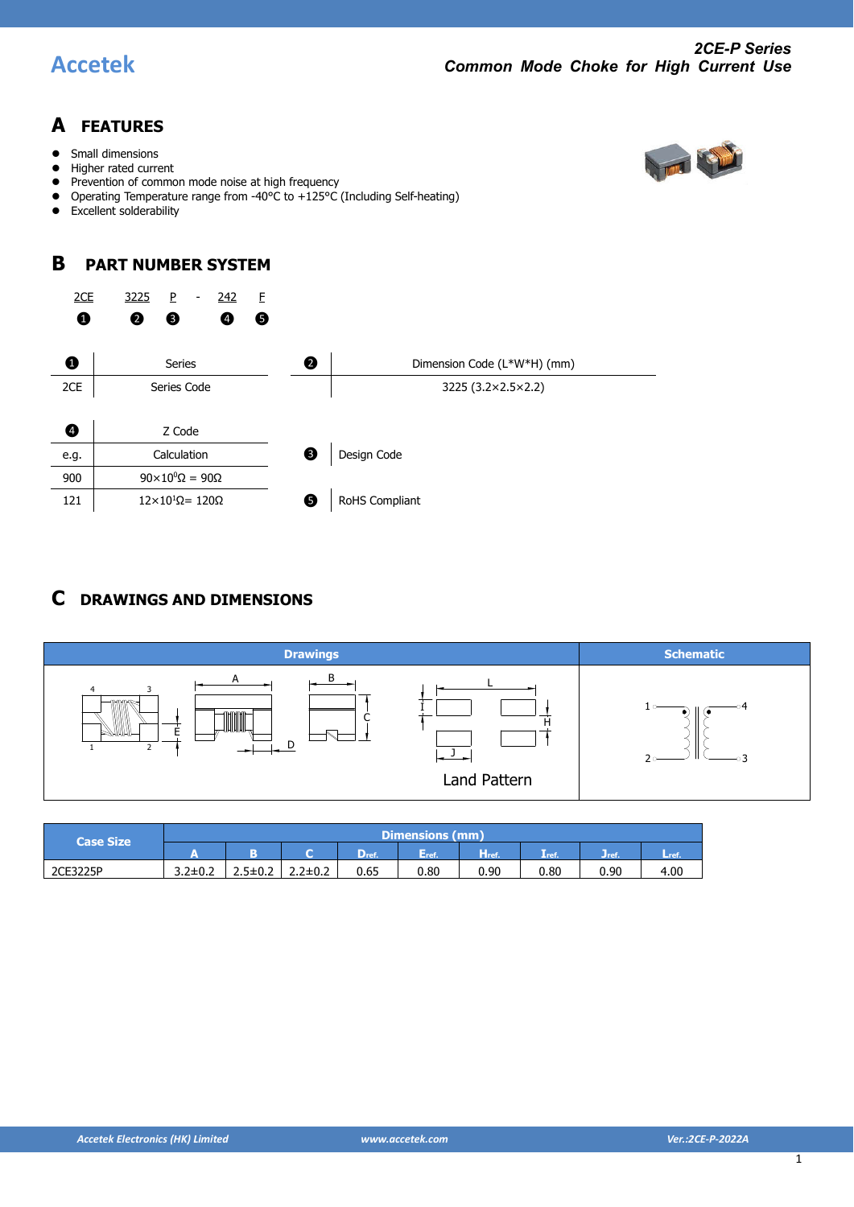Accetek

**2CE-P Series**
**Common Mode Choke for High Current Use**

# A FEATURES

- Small dimensions
- Higher rated current
- Prevention of common mode noise at high frequency
- Operating Temperature range from -40°C to +125°C (Including Self-heating)
- Excellent solderability

# B PART NUMBER SYSTEM

2CE 3225 P - 242 F
❶ ❷ ❸ ❹ ❺

| ❶ | Series |
|---|---|
| 2CE | Series Code |

| ❷ | Dimension Code (L*W*H) (mm) |
|---|---|
| | 3225 (3.2×2.5×2.2) |

| ❹ | Z Code |
|---|---|
| e.g. | Calculation |
| 900 | $90\times10^{0}\Omega = 90\Omega$ |
| 121 | $12\times10^{1}\Omega = 120\Omega$ |

❸ Design Code

❺ RoHS Compliant

# C DRAWINGS AND DIMENSIONS

| Drawings | Schematic |
|---|---|
| Land Pattern | |

| Case Size | Dimensions (mm) | | | | | | | | |
|---|---|---|---|---|---|---|---|---|---|
| | A | B | C | $D_{ref.}$ | $E_{ref.}$ | $H_{ref.}$ | $I_{ref.}$ | $J_{ref.}$ | $L_{ref.}$ |
| 2CE3225P | 3.2±0.2 | 2.5±0.2 | 2.2±0.2 | 0.65 | 0.80 | 0.90 | 0.80 | 0.90 | 4.00 |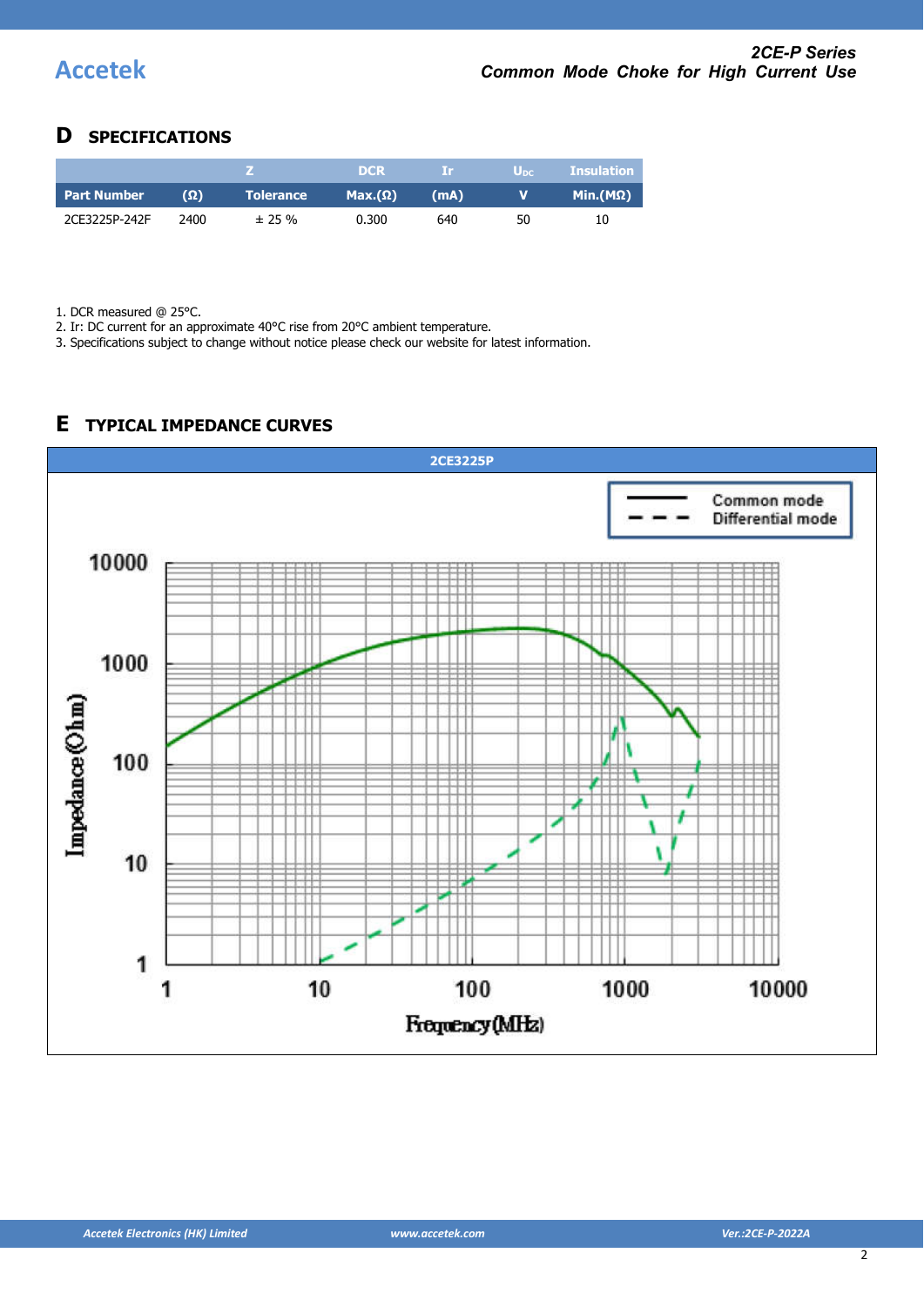## D SPECIFICATIONS

| Part Number | Z (Ω) | Tolerance | DCR Max.(Ω) | Ir (mA) | $U_{DC}$ V | Insulation Min.(MΩ) |
|---|---|---|---|---|---|---|
| 2CE3225P-242F | 2400 | ± 25 % | 0.300 | 640 | 50 | 10 |

1. DCR measured @ 25°C.
2. Ir: DC current for an approximate 40°C rise from 20°C ambient temperature.
3. Specifications subject to change without notice please check our website for latest information.

## E TYPICAL IMPEDANCE CURVES

2CE3225P

Common mode
Differential mode

Impedance (Ohm): 1, 10, 100, 1000, 10000

Frequency (MHz): 1, 10, 100, 1000, 10000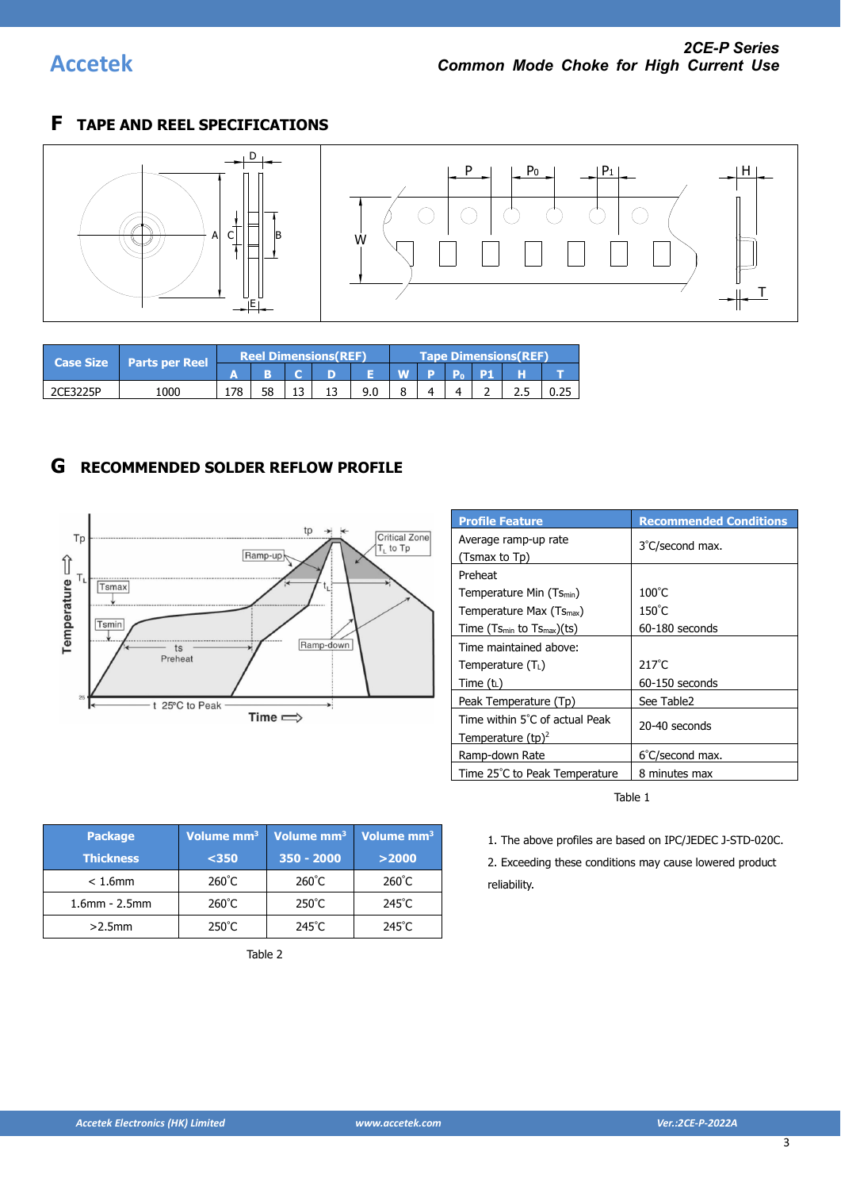## F TAPE AND REEL SPECIFICATIONS

D
A
C
B
E
P
$P_0$
$P_1$
H
W
T

| Case Size | Parts per Reel | Reel Dimensions(REF) | | | | | Tape Dimensions(REF) | | | | | |
|---|---|---|---|---|---|---|---|---|---|---|---|---|
| | | A | B | C | D | E | W | P | $P_0$ | P1 | H | T |
| 2CE3225P | 1000 | 178 | 58 | 13 | 13 | 9.0 | 8 | 4 | 4 | 2 | 2.5 | 0.25 |

## G RECOMMENDED SOLDER REFLOW PROFILE

Tp
tp
Critical Zone
$T_L$ to Tp
Ramp-up
$T_L$
$t_L$
Tsmax
Tsmin
ts
Preheat
Ramp-down
Temperature
25
t 25°C to Peak
Time

| Profile Feature | Recommended Conditions |
|---|---|
| Average ramp-up rate (Tsmax to Tp) | 3˚C/second max. |
| Preheat<br>Temperature Min ($Ts_{min}$)<br>Temperature Max ($Ts_{max}$)<br>Time ($Ts_{min}$ to $Ts_{max}$)(ts) | <br>100˚C<br>150˚C<br>60-180 seconds |
| Time maintained above:<br>Temperature ($T_L$)<br>Time ($t_L$) | <br>217˚C<br>60-150 seconds |
| Peak Temperature (Tp) | See Table2 |
| Time within 5˚C of actual Peak Temperature (tp)[2] | 20-40 seconds |
| Ramp-down Rate | 6˚C/second max. |
| Time 25˚C to Peak Temperature | 8 minutes max |

Table 1

| Package Thickness | Volume mm³ <350 | Volume mm³ 350 - 2000 | Volume mm³ >2000 |
|---|---|---|---|
| < 1.6mm | 260˚C | 260˚C | 260˚C |
| 1.6mm - 2.5mm | 260˚C | 250˚C | 245˚C |
| >2.5mm | 250˚C | 245˚C | 245˚C |

Table 2

1. The above profiles are based on IPC/JEDEC J-STD-020C.
2. Exceeding these conditions may cause lowered product reliability.